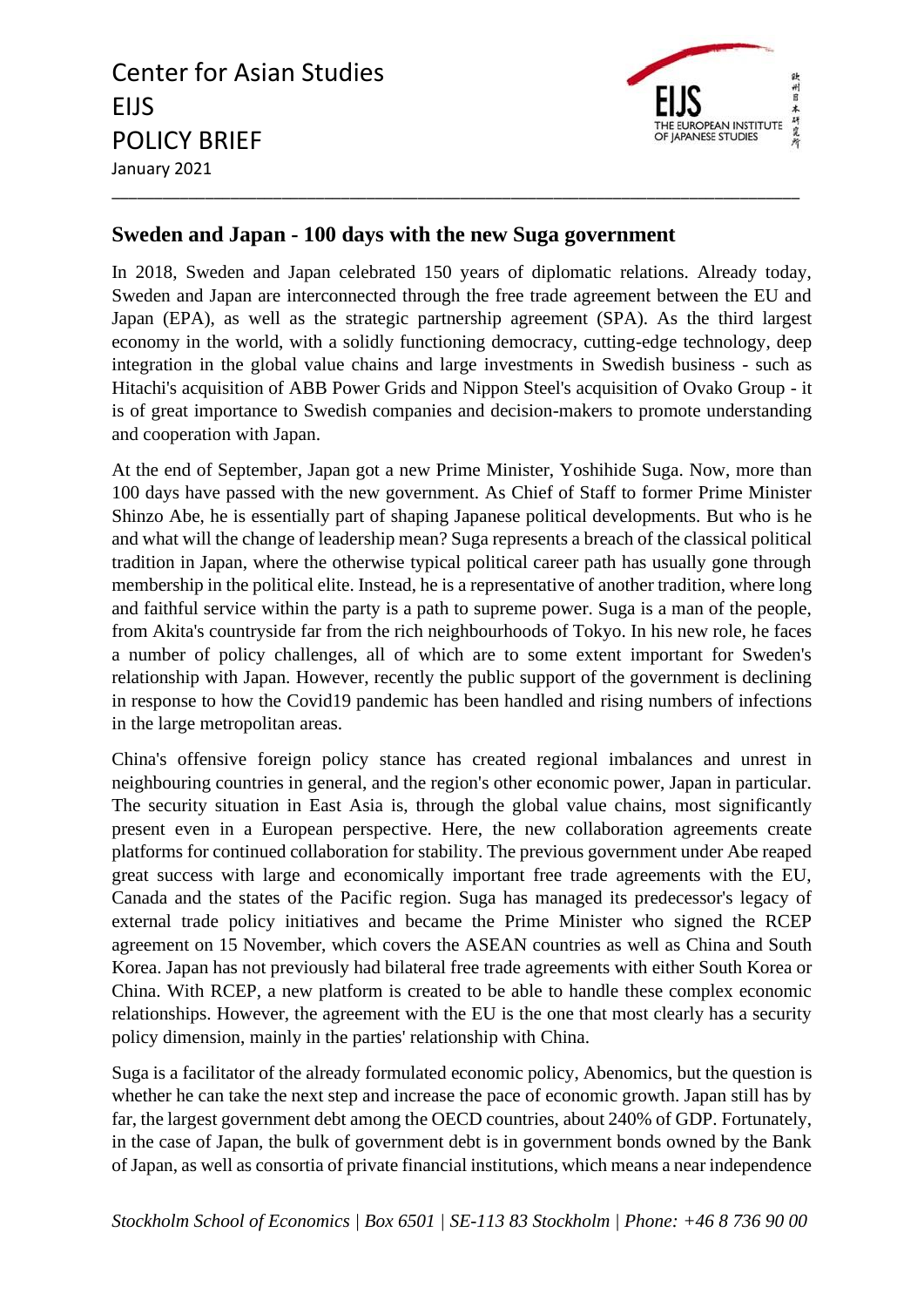Center for Asian Studies
EIJS
POLICY BRIEF
January 2021

## Sweden and Japan - 100 days with the new Suga government

In 2018, Sweden and Japan celebrated 150 years of diplomatic relations. Already today, Sweden and Japan are interconnected through the free trade agreement between the EU and Japan (EPA), as well as the strategic partnership agreement (SPA). As the third largest economy in the world, with a solidly functioning democracy, cutting-edge technology, deep integration in the global value chains and large investments in Swedish business - such as Hitachi's acquisition of ABB Power Grids and Nippon Steel's acquisition of Ovako Group - it is of great importance to Swedish companies and decision-makers to promote understanding and cooperation with Japan.

At the end of September, Japan got a new Prime Minister, Yoshihide Suga. Now, more than 100 days have passed with the new government. As Chief of Staff to former Prime Minister Shinzo Abe, he is essentially part of shaping Japanese political developments. But who is he and what will the change of leadership mean? Suga represents a breach of the classical political tradition in Japan, where the otherwise typical political career path has usually gone through membership in the political elite. Instead, he is a representative of another tradition, where long and faithful service within the party is a path to supreme power. Suga is a man of the people, from Akita's countryside far from the rich neighbourhoods of Tokyo. In his new role, he faces a number of policy challenges, all of which are to some extent important for Sweden's relationship with Japan. However, recently the public support of the government is declining in response to how the Covid19 pandemic has been handled and rising numbers of infections in the large metropolitan areas.

China's offensive foreign policy stance has created regional imbalances and unrest in neighbouring countries in general, and the region's other economic power, Japan in particular. The security situation in East Asia is, through the global value chains, most significantly present even in a European perspective. Here, the new collaboration agreements create platforms for continued collaboration for stability. The previous government under Abe reaped great success with large and economically important free trade agreements with the EU, Canada and the states of the Pacific region. Suga has managed its predecessor's legacy of external trade policy initiatives and became the Prime Minister who signed the RCEP agreement on 15 November, which covers the ASEAN countries as well as China and South Korea. Japan has not previously had bilateral free trade agreements with either South Korea or China. With RCEP, a new platform is created to be able to handle these complex economic relationships. However, the agreement with the EU is the one that most clearly has a security policy dimension, mainly in the parties' relationship with China.

Suga is a facilitator of the already formulated economic policy, Abenomics, but the question is whether he can take the next step and increase the pace of economic growth. Japan still has by far, the largest government debt among the OECD countries, about 240% of GDP. Fortunately, in the case of Japan, the bulk of government debt is in government bonds owned by the Bank of Japan, as well as consortia of private financial institutions, which means a near independence

*Stockholm School of Economics | Box 6501 | SE-113 83 Stockholm | Phone: +46 8 736 90 00*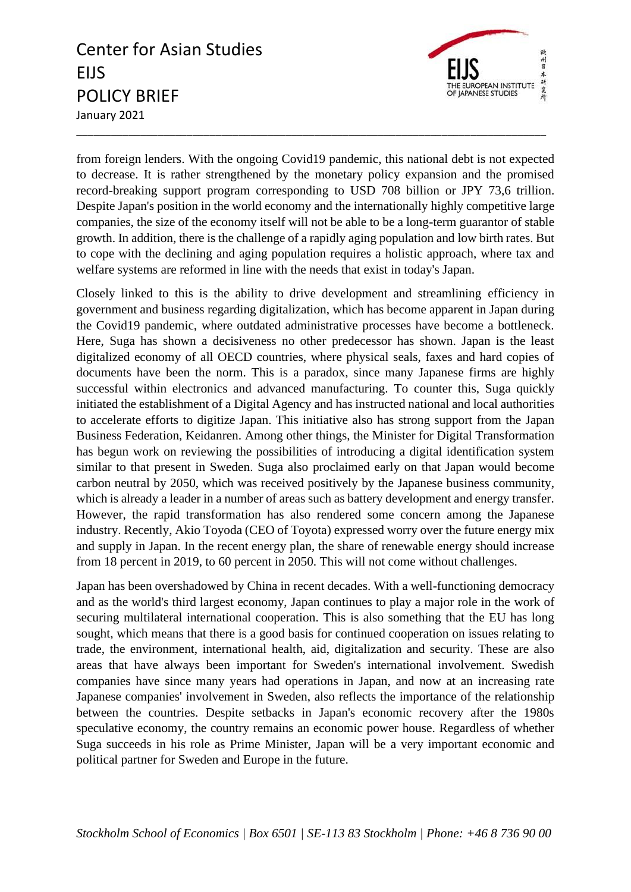from foreign lenders. With the ongoing Covid19 pandemic, this national debt is not expected to decrease. It is rather strengthened by the monetary policy expansion and the promised record-breaking support program corresponding to USD 708 billion or JPY 73,6 trillion. Despite Japan's position in the world economy and the internationally highly competitive large companies, the size of the economy itself will not be able to be a long-term guarantor of stable growth. In addition, there is the challenge of a rapidly aging population and low birth rates. But to cope with the declining and aging population requires a holistic approach, where tax and welfare systems are reformed in line with the needs that exist in today's Japan.

Closely linked to this is the ability to drive development and streamlining efficiency in government and business regarding digitalization, which has become apparent in Japan during the Covid19 pandemic, where outdated administrative processes have become a bottleneck. Here, Suga has shown a decisiveness no other predecessor has shown. Japan is the least digitalized economy of all OECD countries, where physical seals, faxes and hard copies of documents have been the norm. This is a paradox, since many Japanese firms are highly successful within electronics and advanced manufacturing. To counter this, Suga quickly initiated the establishment of a Digital Agency and has instructed national and local authorities to accelerate efforts to digitize Japan. This initiative also has strong support from the Japan Business Federation, Keidanren. Among other things, the Minister for Digital Transformation has begun work on reviewing the possibilities of introducing a digital identification system similar to that present in Sweden. Suga also proclaimed early on that Japan would become carbon neutral by 2050, which was received positively by the Japanese business community, which is already a leader in a number of areas such as battery development and energy transfer. However, the rapid transformation has also rendered some concern among the Japanese industry. Recently, Akio Toyoda (CEO of Toyota) expressed worry over the future energy mix and supply in Japan. In the recent energy plan, the share of renewable energy should increase from 18 percent in 2019, to 60 percent in 2050. This will not come without challenges.

Japan has been overshadowed by China in recent decades. With a well-functioning democracy and as the world's third largest economy, Japan continues to play a major role in the work of securing multilateral international cooperation. This is also something that the EU has long sought, which means that there is a good basis for continued cooperation on issues relating to trade, the environment, international health, aid, digitalization and security. These are also areas that have always been important for Sweden's international involvement. Swedish companies have since many years had operations in Japan, and now at an increasing rate Japanese companies' involvement in Sweden, also reflects the importance of the relationship between the countries. Despite setbacks in Japan's economic recovery after the 1980s speculative economy, the country remains an economic power house. Regardless of whether Suga succeeds in his role as Prime Minister, Japan will be a very important economic and political partner for Sweden and Europe in the future.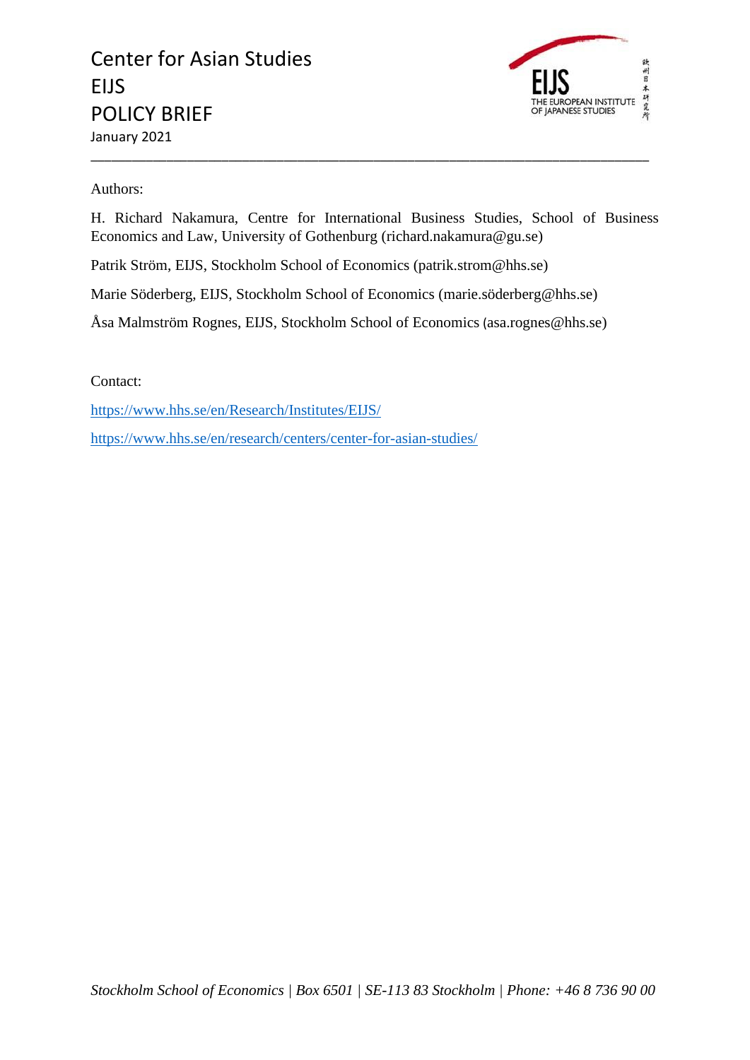Center for Asian Studies

EIJS

POLICY BRIEF

January 2021

---

Authors:

H. Richard Nakamura, Centre for International Business Studies, School of Business Economics and Law, University of Gothenburg (richard.nakamura@gu.se)

Patrik Ström, EIJS, Stockholm School of Economics (patrik.strom@hhs.se)

Marie Söderberg, EIJS, Stockholm School of Economics (marie.söderberg@hhs.se)

Åsa Malmström Rognes, EIJS, Stockholm School of Economics (asa.rognes@hhs.se)

Contact:

https://www.hhs.se/en/Research/Institutes/EIJS/

https://www.hhs.se/en/research/centers/center-for-asian-studies/

*Stockholm School of Economics | Box 6501 | SE-113 83 Stockholm | Phone: +46 8 736 90 00*